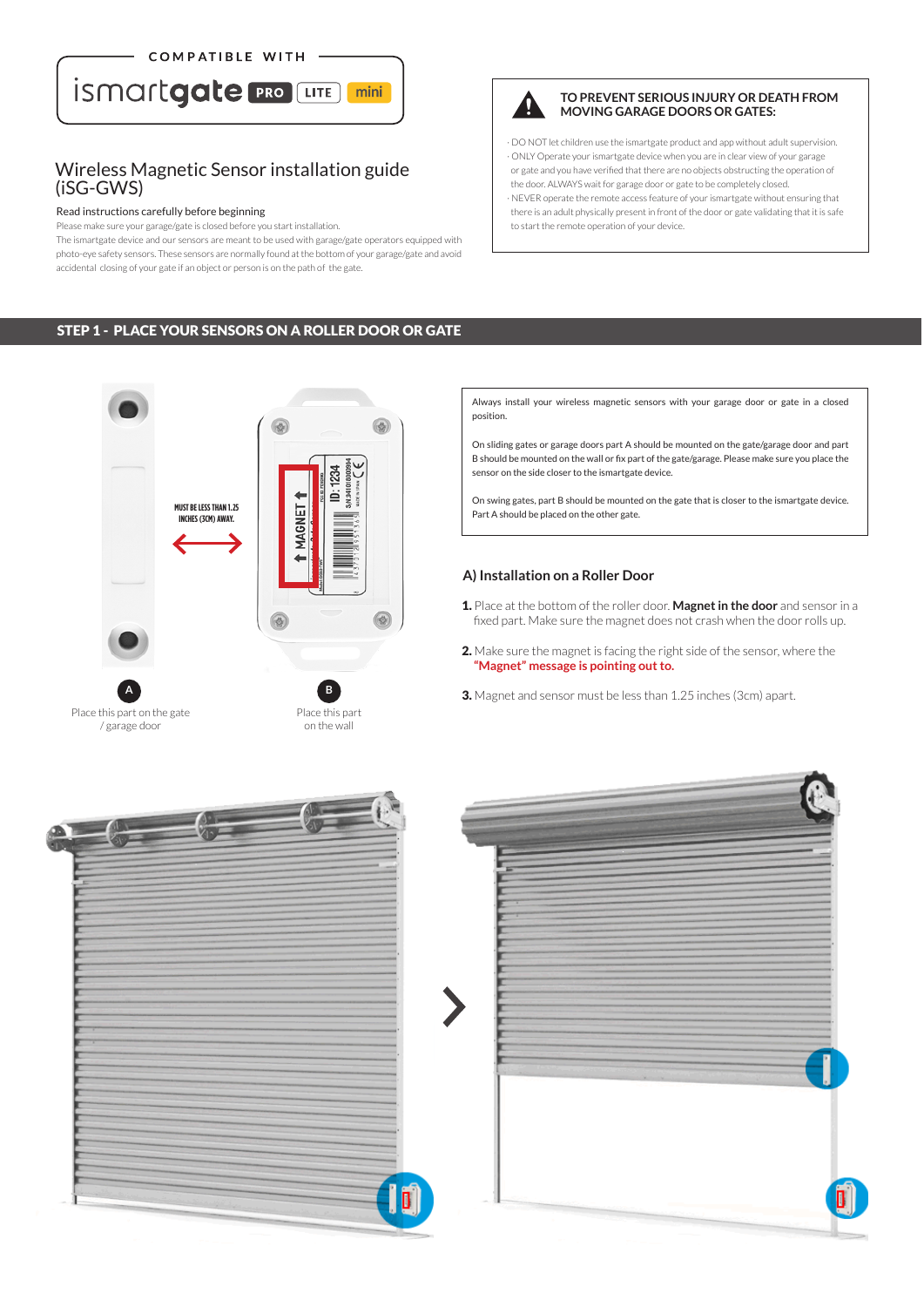COMPATIBLE WITH

ismartgate PRO LITE mini

# Wireless Magnetic Sensor installation guide (iSG-GWS)

Read instructions carefully before beginning

Please make sure your garage/gate is closed before you start installation.

The ismartgate device and our sensors are meant to be used with garage/gate operators equipped with photo-eye safety sensors. These sensors are normally found at the bottom of your garage/gate and avoid accidental closing of your gate if an object or person is on the path of the gate.

**TO PREVENT SERIOUS INJURY OR DEATH FROM MOVING GARAGE DOORS OR GATES:**

- DO NOT let children use the ismartgate product and app without adult supervision.
- ONLY Operate your ismartgate device when you are in clear view of your garage or gate and you have verified that there are no objects obstructing the operation of the door. ALWAYS wait for garage door or gate to be completely closed.
- NEVER operate the remote access feature of your ismartgate without ensuring that there is an adult physically present in front of the door or gate validating that it is safe to start the remote operation of your device.

## STEP 1 - PLACE YOUR SENSORS ON A ROLLER DOOR OR GATE

MUST BE LESS THAN 1.25 INCHES (3CM) AWAY.

A — Place this part on the gate / garage door

B — Place this part on the wall

Always install your wireless magnetic sensors with your garage door or gate in a closed position.

On sliding gates or garage doors part A should be mounted on the gate/garage door and part B should be mounted on the wall or fix part of the gate/garage. Please make sure you place the sensor on the side closer to the ismartgate device.

On swing gates, part B should be mounted on the gate that is closer to the ismartgate device. Part A should be placed on the other gate.

### A) Installation on a Roller Door

1. Place at the bottom of the roller door. **Magnet in the door** and sensor in a fixed part. Make sure the magnet does not crash when the door rolls up.
2. Make sure the magnet is facing the right side of the sensor, where the **"Magnet" message is pointing out to.**
3. Magnet and sensor must be less than 1.25 inches (3cm) apart.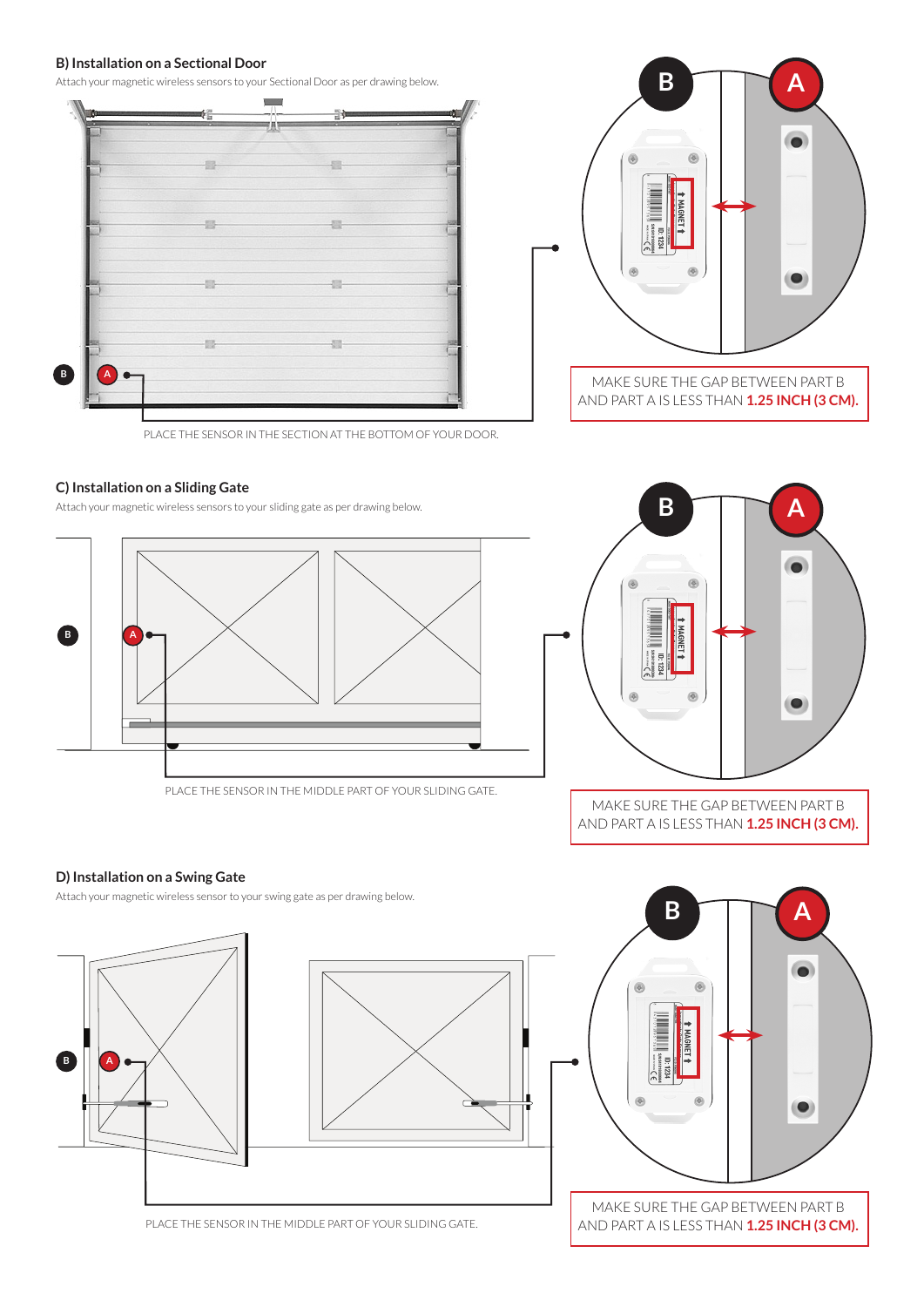## B) Installation on a Sectional Door

Attach your magnetic wireless sensors to your Sectional Door as per drawing below.

PLACE THE SENSOR IN THE SECTION AT THE BOTTOM OF YOUR DOOR.

MAKE SURE THE GAP BETWEEN PART B AND PART A IS LESS THAN **1.25 INCH (3 CM).**

## C) Installation on a Sliding Gate

Attach your magnetic wireless sensors to your sliding gate as per drawing below.

PLACE THE SENSOR IN THE MIDDLE PART OF YOUR SLIDING GATE.

MAKE SURE THE GAP BETWEEN PART B AND PART A IS LESS THAN **1.25 INCH (3 CM).**

## D) Installation on a Swing Gate

Attach your magnetic wireless sensor to your swing gate as per drawing below.

PLACE THE SENSOR IN THE MIDDLE PART OF YOUR SLIDING GATE.

MAKE SURE THE GAP BETWEEN PART B AND PART A IS LESS THAN **1.25 INCH (3 CM).**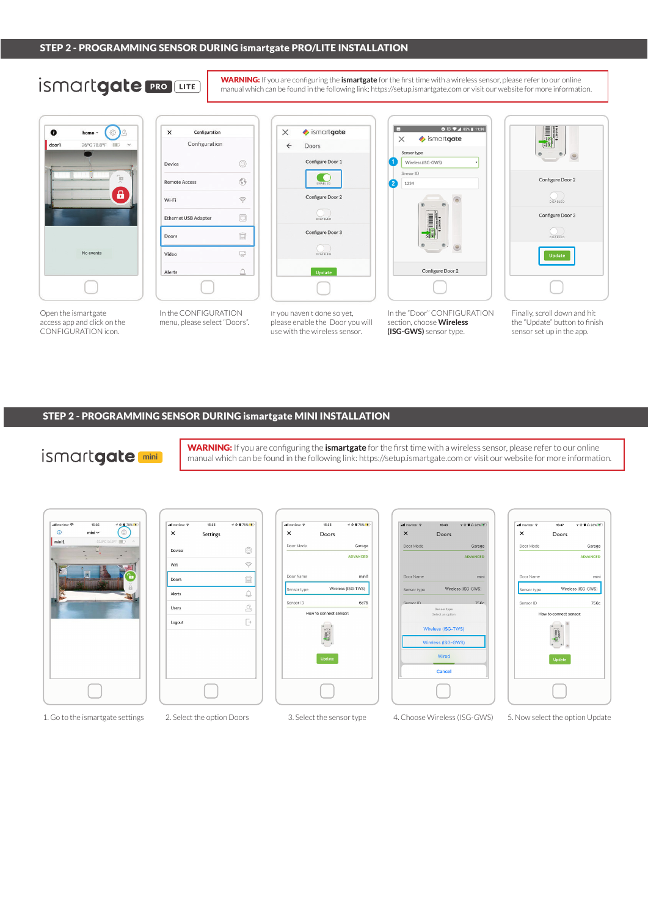## STEP 2 - PROGRAMMING SENSOR DURING ismartgate PRO/LITE INSTALLATION

ismartgate PRO LITE

**WARNING:** If you are configuring the **ismartgate** for the first time with a wireless sensor, please refer to our online manual which can be found in the following link: https://setup.ismartgate.com or visit our website for more information.

Open the ismartgate access app and click on the CONFIGURATION icon.

In the CONFIGURATION menu, please select "Doors".

If you haven't done so yet, please enable the Door you will use with the wireless sensor.

In the "Door" CONFIGURATION section, choose **Wireless (ISG-GWS)** sensor type.

Finally, scroll down and hit the "Update" button to finish sensor set up in the app.

## STEP 2 - PROGRAMMING SENSOR DURING ismartgate MINI INSTALLATION

ismartgate mini

**WARNING:** If you are configuring the **ismartgate** for the first time with a wireless sensor, please refer to our online manual which can be found in the following link: https://setup.ismartgate.com or visit our website for more information.

1. Go to the ismartgate settings
2. Select the option Doors
3. Select the sensor type
4. Choose Wireless (ISG-GWS)
5. Now select the option Update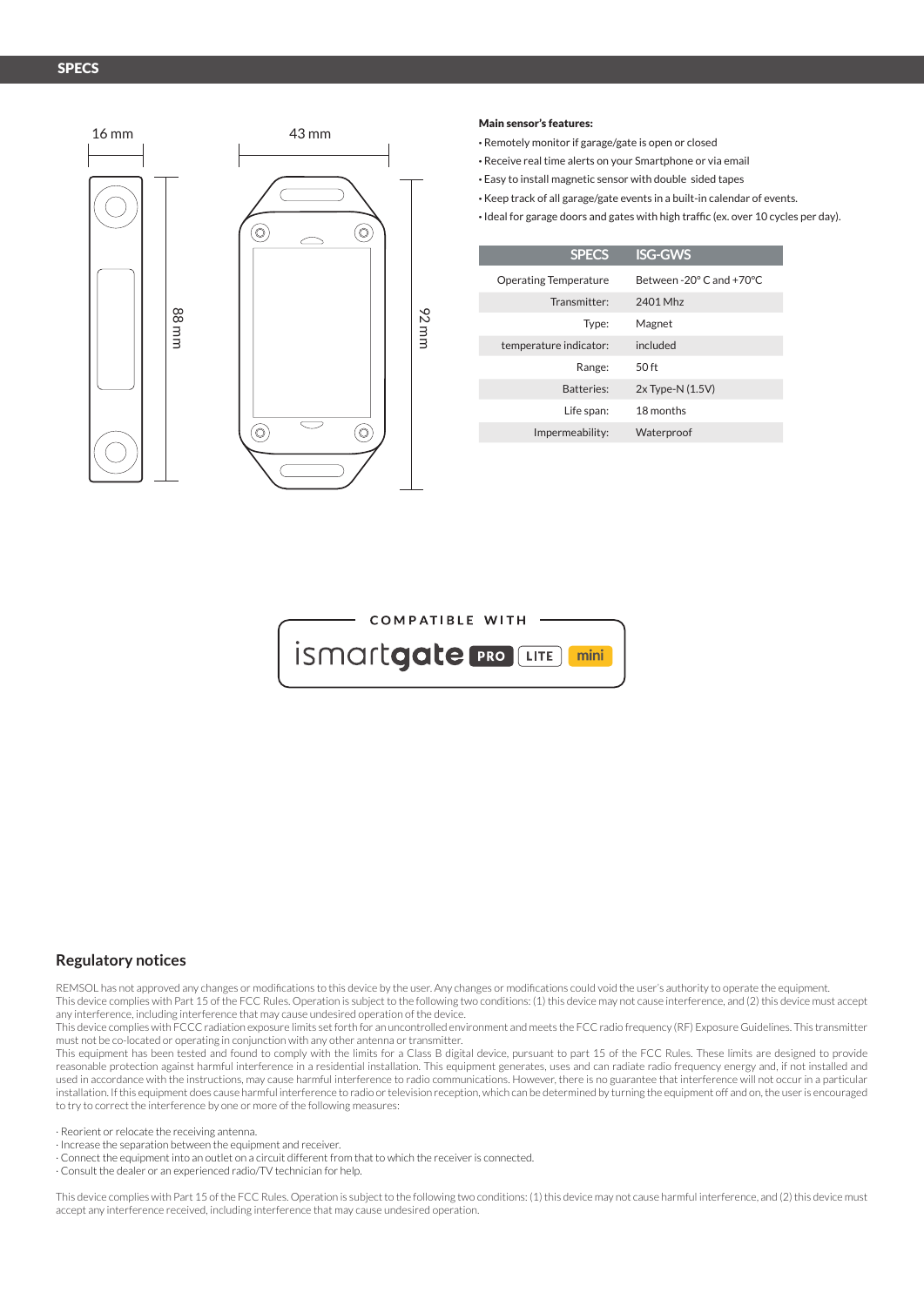## SPECS

16 mm

43 mm

88 mm

92 mm

**Main sensor's features:**

- Remotely monitor if garage/gate is open or closed
- Receive real time alerts on your Smartphone or via email
- Easy to install magnetic sensor with double sided tapes
- Keep track of all garage/gate events in a built-in calendar of events.
- Ideal for garage doors and gates with high traffic (ex. over 10 cycles per day).

| SPECS | ISG-GWS |
|---|---|
| Operating Temperature | Between -20° C and +70°C |
| Transmitter: | 2401 Mhz |
| Type: | Magnet |
| temperature indicator: | included |
| Range: | 50 ft |
| Batteries: | 2x Type-N (1.5V) |
| Life span: | 18 months |
| Impermeability: | Waterproof |

COMPATIBLE WITH

ismartgate PRO LITE mini

## Regulatory notices

REMSOL has not approved any changes or modifications to this device by the user. Any changes or modifications could void the user's authority to operate the equipment.
This device complies with Part 15 of the FCC Rules. Operation is subject to the following two conditions: (1) this device may not cause interference, and (2) this device must accept any interference, including interference that may cause undesired operation of the device.
This device complies with FCCC radiation exposure limits set forth for an uncontrolled environment and meets the FCC radio frequency (RF) Exposure Guidelines. This transmitter must not be co-located or operating in conjunction with any other antenna or transmitter.
This equipment has been tested and found to comply with the limits for a Class B digital device, pursuant to part 15 of the FCC Rules. These limits are designed to provide reasonable protection against harmful interference in a residential installation. This equipment generates, uses and can radiate radio frequency energy and, if not installed and used in accordance with the instructions, may cause harmful interference to radio communications. However, there is no guarantee that interference will not occur in a particular installation. If this equipment does cause harmful interference to radio or television reception, which can be determined by turning the equipment off and on, the user is encouraged to try to correct the interference by one or more of the following measures:

· Reorient or relocate the receiving antenna.
· Increase the separation between the equipment and receiver.
· Connect the equipment into an outlet on a circuit different from that to which the receiver is connected.
· Consult the dealer or an experienced radio/TV technician for help.

This device complies with Part 15 of the FCC Rules. Operation is subject to the following two conditions: (1) this device may not cause harmful interference, and (2) this device must accept any interference received, including interference that may cause undesired operation.